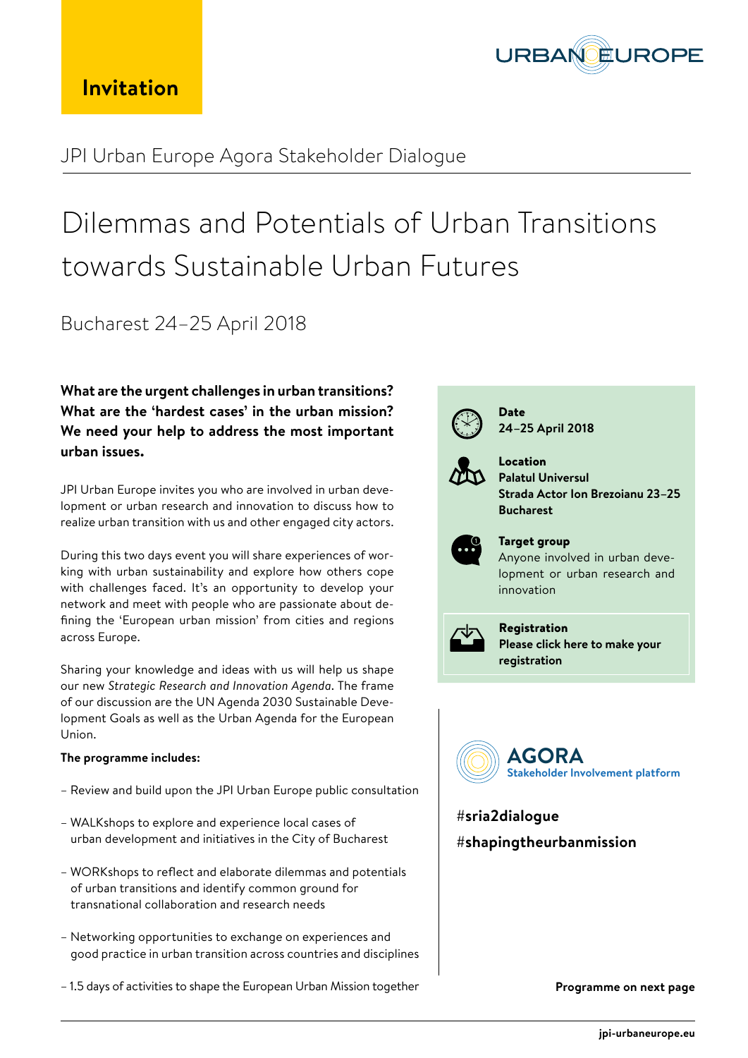**Invitation**

URBAN EUROPE

JPI Urban Europe Agora Stakeholder Dialogue

# Dilemmas and Potentials of Urban Transitions towards Sustainable Urban Futures

## Bucharest 24–25 April 2018

**What are the urgent challenges in urban transitions? What are the 'hardest cases' in the urban mission? We need your help to address the most important urban issues.**

JPI Urban Europe invites you who are involved in urban development or urban research and innovation to discuss how to realize urban transition with us and other engaged city actors.

During this two days event you will share experiences of working with urban sustainability and explore how others cope with challenges faced. It's an opportunity to develop your network and meet with people who are passionate about defining the 'European urban mission' from cities and regions across Europe.

Sharing your knowledge and ideas with us will help us shape our new *Strategic Research and Innovation Agenda*. The frame of our discussion are the UN Agenda 2030 Sustainable Development Goals as well as the Urban Agenda for the European Union.

**The programme includes:**

- Review and build upon the JPI Urban Europe public consultation
- WALKshops to explore and experience local cases of urban development and initiatives in the City of Bucharest
- WORKshops to reflect and elaborate dilemmas and potentials of urban transitions and identify common ground for transnational collaboration and research needs
- Networking opportunities to exchange on experiences and good practice in urban transition across countries and disciplines
- 1.5 days of activities to shape the European Urban Mission together

**Date**
**24–25 April 2018**

**Location**
**Palatul Universul**
**Strada Actor Ion Brezoianu 23–25**
**Bucharest**

**Target group**
Anyone involved in urban development or urban research and innovation

**Registration**
**Please click here to make your registration**

**AGORA**
**Stakeholder Involvement platform**

**#sria2dialogue**
**#shapingtheurbanmission**

**Programme on next page**

**jpi-urbaneurope.eu**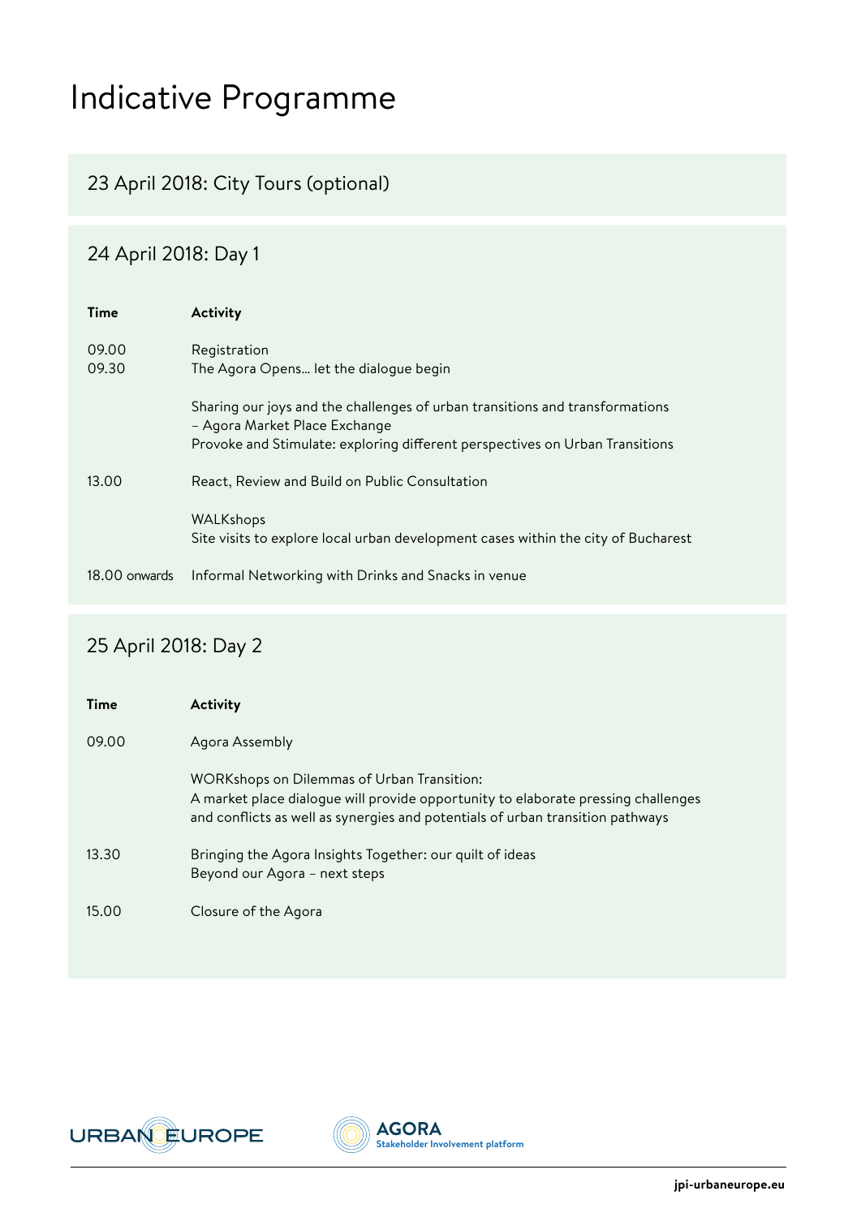# Indicative Programme

## 23 April 2018: City Tours (optional)

## 24 April 2018: Day 1

| Time | Activity |
| --- | --- |
| 09.00 | Registration |
| 09.30 | The Agora Opens… let the dialogue begin |
| | Sharing our joys and the challenges of urban transitions and transformations – Agora Market Place Exchange<br>Provoke and Stimulate: exploring different perspectives on Urban Transitions |
| 13.00 | React, Review and Build on Public Consultation |
| | WALKshops<br>Site visits to explore local urban development cases within the city of Bucharest |
| 18.00 onwards | Informal Networking with Drinks and Snacks in venue |

## 25 April 2018: Day 2

| Time | Activity |
| --- | --- |
| 09.00 | Agora Assembly |
| | WORKshops on Dilemmas of Urban Transition:<br>A market place dialogue will provide opportunity to elaborate pressing challenges and conflicts as well as synergies and potentials of urban transition pathways |
| 13.30 | Bringing the Agora Insights Together: our quilt of ideas<br>Beyond our Agora – next steps |
| 15.00 | Closure of the Agora |

URBAN EUROPE

AGORA
Stakeholder Involvement platform

jpi-urbaneurope.eu